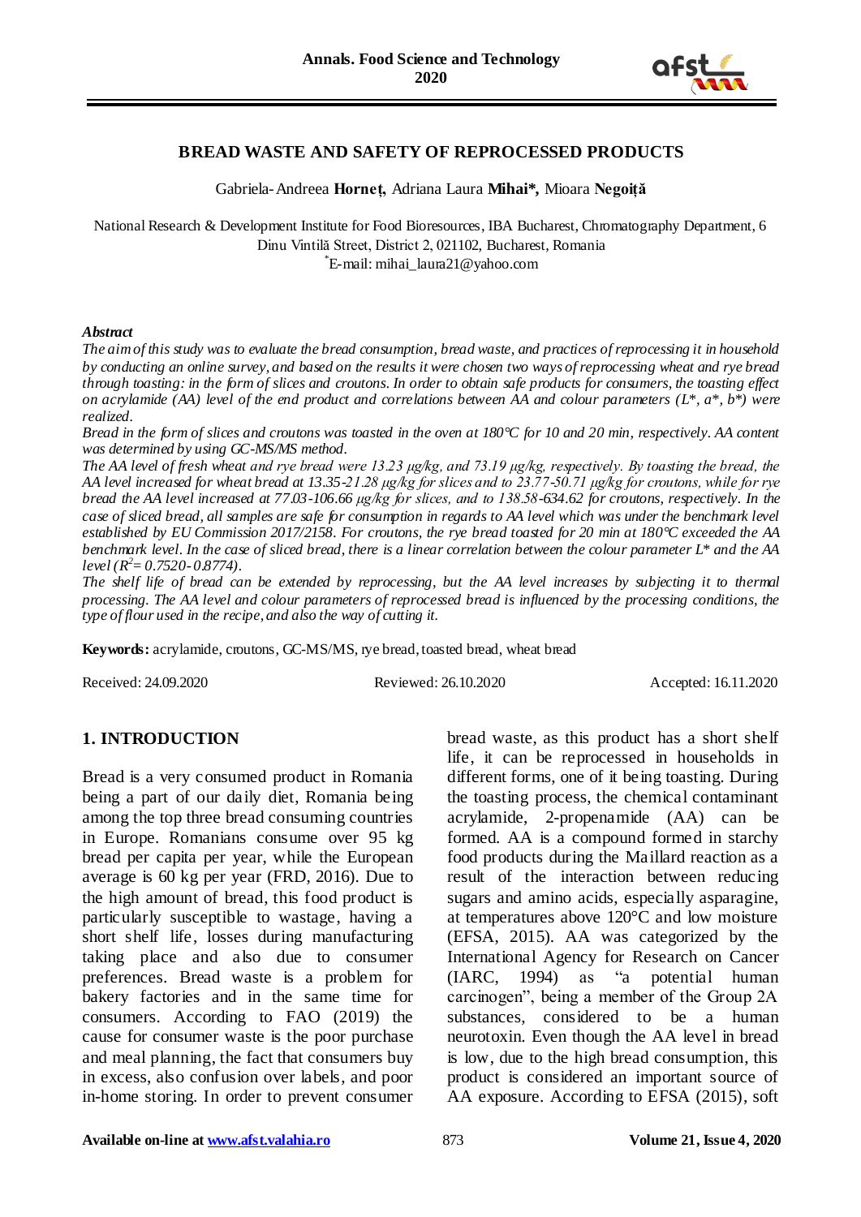# BREAD WASTE AND SAFETY OF REPROCESSED PRODUCTS

Gabriela-Andreea **Horneț**, Adriana Laura **Mihai\***, Mioara **Negoiță**

National Research & Development Institute for Food Bioresources, IBA Bucharest, Chromatography Department, 6 Dinu Vintilă Street, District 2, 021102, Bucharest, Romania
\*E-mail: mihai_laura21@yahoo.com

***Abstract***

*The aim of this study was to evaluate the bread consumption, bread waste, and practices of reprocessing it in household by conducting an online survey, and based on the results it were chosen two ways of reprocessing wheat and rye bread through toasting: in the form of slices and croutons. In order to obtain safe products for consumers, the toasting effect on acrylamide (AA) level of the end product and correlations between AA and colour parameters (L\*, a\*, b\*) were realized.*

*Bread in the form of slices and croutons was toasted in the oven at 180°C for 10 and 20 min, respectively. AA content was determined by using GC-MS/MS method.*

*The AA level of fresh wheat and rye bread were 13.23 μg/kg, and 73.19 μg/kg, respectively. By toasting the bread, the AA level increased for wheat bread at 13.35-21.28 μg/kg for slices and to 23.77-50.71 μg/kg for croutons, while for rye bread the AA level increased at 77.03-106.66 μg/kg for slices, and to 138.58-634.62 for croutons, respectively. In the case of sliced bread, all samples are safe for consumption in regards to AA level which was under the benchmark level established by EU Commission 2017/2158. For croutons, the rye bread toasted for 20 min at 180°C exceeded the AA benchmark level. In the case of sliced bread, there is a linear correlation between the colour parameter L\* and the AA level ($R^2$= 0.7520-0.8774).*

*The shelf life of bread can be extended by reprocessing, but the AA level increases by subjecting it to thermal processing. The AA level and colour parameters of reprocessed bread is influenced by the processing conditions, the type of flour used in the recipe, and also the way of cutting it.*

**Keywords:** acrylamide, croutons, GC-MS/MS, rye bread, toasted bread, wheat bread

Received: 24.09.2020 Reviewed: 26.10.2020 Accepted: 16.11.2020

## 1. INTRODUCTION

Bread is a very consumed product in Romania being a part of our daily diet, Romania being among the top three bread consuming countries in Europe. Romanians consume over 95 kg bread per capita per year, while the European average is 60 kg per year (FRD, 2016). Due to the high amount of bread, this food product is particularly susceptible to wastage, having a short shelf life, losses during manufacturing taking place and also due to consumer preferences. Bread waste is a problem for bakery factories and in the same time for consumers. According to FAO (2019) the cause for consumer waste is the poor purchase and meal planning, the fact that consumers buy in excess, also confusion over labels, and poor in-home storing. In order to prevent consumer bread waste, as this product has a short shelf life, it can be reprocessed in households in different forms, one of it being toasting. During the toasting process, the chemical contaminant acrylamide, 2-propenamide (AA) can be formed. AA is a compound formed in starchy food products during the Maillard reaction as a result of the interaction between reducing sugars and amino acids, especially asparagine, at temperatures above 120°C and low moisture (EFSA, 2015). AA was categorized by the International Agency for Research on Cancer (IARC, 1994) as "a potential human carcinogen", being a member of the Group 2A substances, considered to be a human neurotoxin. Even though the AA level in bread is low, due to the high bread consumption, this product is considered an important source of AA exposure. According to EFSA (2015), soft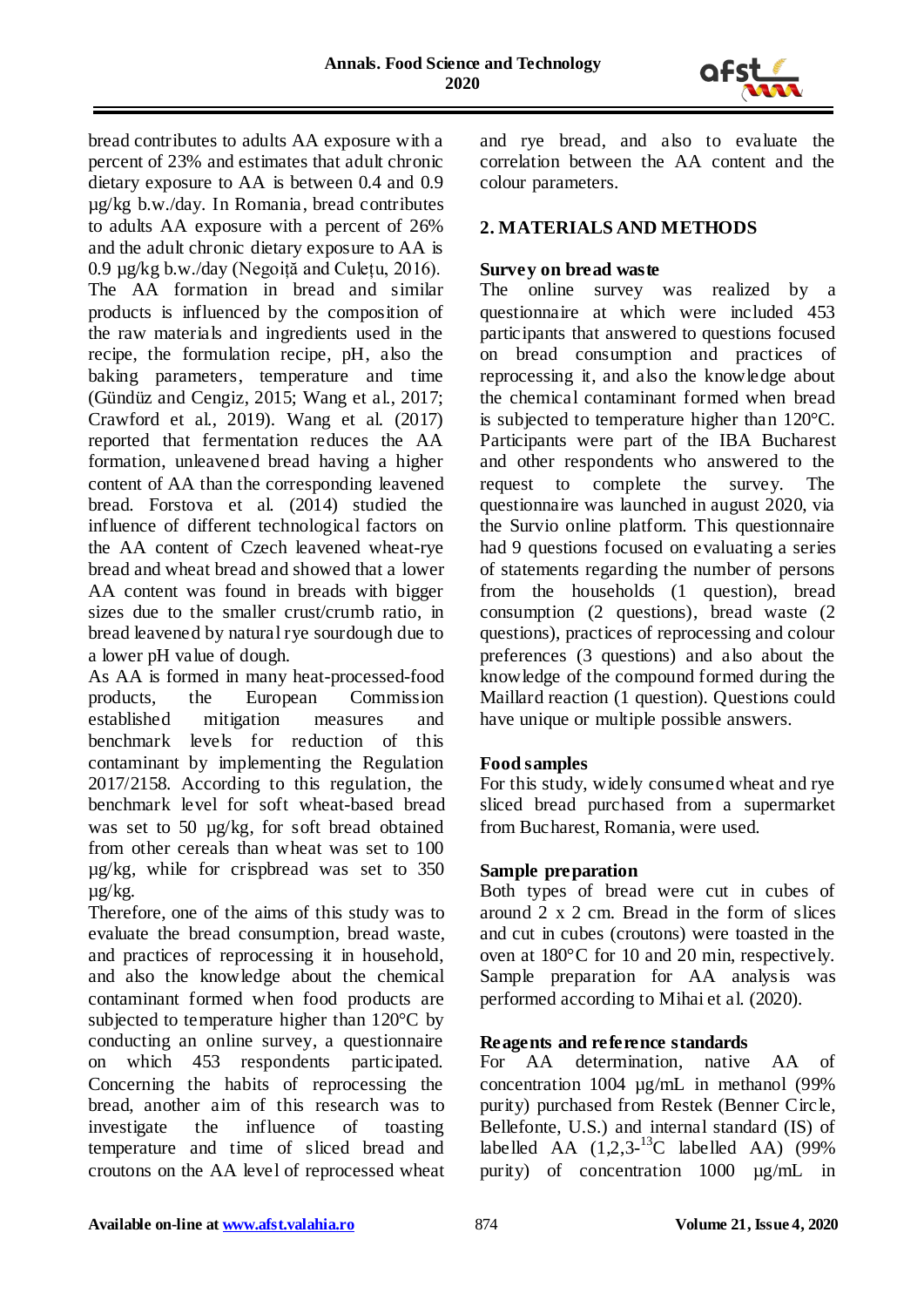bread contributes to adults AA exposure with a percent of 23% and estimates that adult chronic dietary exposure to AA is between 0.4 and 0.9 µg/kg b.w./day. In Romania, bread contributes to adults AA exposure with a percent of 26% and the adult chronic dietary exposure to AA is 0.9 µg/kg b.w./day (Negoiță and Culețu, 2016).

The AA formation in bread and similar products is influenced by the composition of the raw materials and ingredients used in the recipe, the formulation recipe, pH, also the baking parameters, temperature and time (Gündüz and Cengiz, 2015; Wang et al., 2017; Crawford et al., 2019). Wang et al. (2017) reported that fermentation reduces the AA formation, unleavened bread having a higher content of AA than the corresponding leavened bread. Forstova et al. (2014) studied the influence of different technological factors on the AA content of Czech leavened wheat-rye bread and wheat bread and showed that a lower AA content was found in breads with bigger sizes due to the smaller crust/crumb ratio, in bread leavened by natural rye sourdough due to a lower pH value of dough.

As AA is formed in many heat-processed-food products, the European Commission established mitigation measures and benchmark levels for reduction of this contaminant by implementing the Regulation 2017/2158. According to this regulation, the benchmark level for soft wheat-based bread was set to 50 µg/kg, for soft bread obtained from other cereals than wheat was set to 100 µg/kg, while for crispbread was set to 350 µg/kg.

Therefore, one of the aims of this study was to evaluate the bread consumption, bread waste, and practices of reprocessing it in household, and also the knowledge about the chemical contaminant formed when food products are subjected to temperature higher than 120°C by conducting an online survey, a questionnaire on which 453 respondents participated. Concerning the habits of reprocessing the bread, another aim of this research was to investigate the influence of toasting temperature and time of sliced bread and croutons on the AA level of reprocessed wheat and rye bread, and also to evaluate the correlation between the AA content and the colour parameters.

## 2. MATERIALS AND METHODS

### Survey on bread waste

The online survey was realized by a questionnaire at which were included 453 participants that answered to questions focused on bread consumption and practices of reprocessing it, and also the knowledge about the chemical contaminant formed when bread is subjected to temperature higher than 120°C. Participants were part of the IBA Bucharest and other respondents who answered to the request to complete the survey. The questionnaire was launched in august 2020, via the Survio online platform. This questionnaire had 9 questions focused on evaluating a series of statements regarding the number of persons from the households (1 question), bread consumption (2 questions), bread waste (2 questions), practices of reprocessing and colour preferences (3 questions) and also about the knowledge of the compound formed during the Maillard reaction (1 question). Questions could have unique or multiple possible answers.

### Food samples

For this study, widely consumed wheat and rye sliced bread purchased from a supermarket from Bucharest, Romania, were used.

### Sample preparation

Both types of bread were cut in cubes of around 2 x 2 cm. Bread in the form of slices and cut in cubes (croutons) were toasted in the oven at 180°C for 10 and 20 min, respectively. Sample preparation for AA analysis was performed according to Mihai et al. (2020).

### Reagents and reference standards

For AA determination, native AA of concentration 1004 µg/mL in methanol (99% purity) purchased from Restek (Benner Circle, Bellefonte, U.S.) and internal standard (IS) of labelled AA (1,2,3-$^{13}C$ labelled AA) (99% purity) of concentration 1000 µg/mL in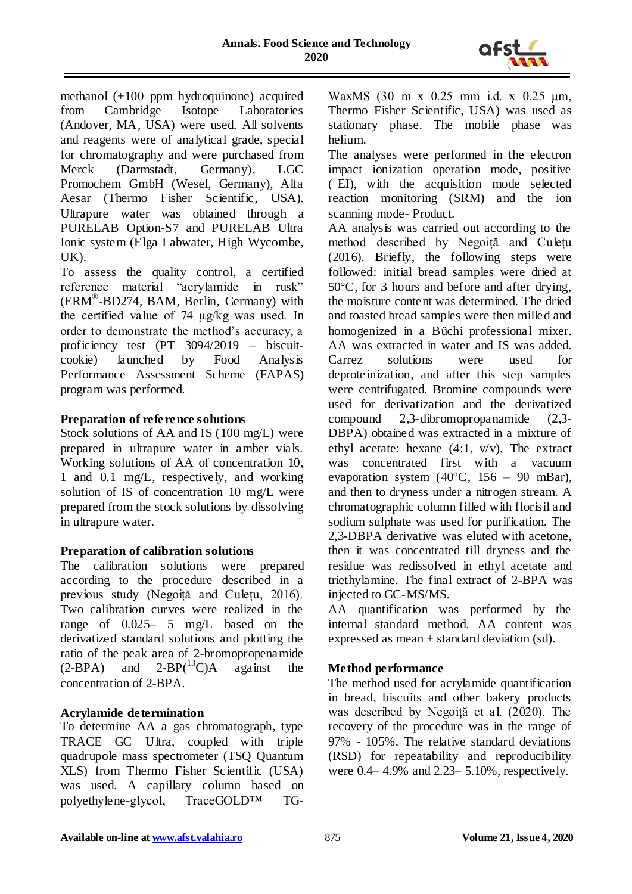methanol (+100 ppm hydroquinone) acquired from Cambridge Isotope Laboratories (Andover, MA, USA) were used. All solvents and reagents were of analytical grade, special for chromatography and were purchased from Merck (Darmstadt, Germany), LGC Promochem GmbH (Wesel, Germany), Alfa Aesar (Thermo Fisher Scientific, USA). Ultrapure water was obtained through a PURELAB Option-S7 and PURELAB Ultra Ionic system (Elga Labwater, High Wycombe, UK).

To assess the quality control, a certified reference material "acrylamide in rusk" (ERM®-BD274, BAM, Berlin, Germany) with the certified value of 74 µg/kg was used. In order to demonstrate the method's accuracy, a proficiency test (PT 3094/2019 – biscuit-cookie) launched by Food Analysis Performance Assessment Scheme (FAPAS) program was performed.

**Preparation of reference solutions**

Stock solutions of AA and IS (100 mg/L) were prepared in ultrapure water in amber vials. Working solutions of AA of concentration 10, 1 and 0.1 mg/L, respectively, and working solution of IS of concentration 10 mg/L were prepared from the stock solutions by dissolving in ultrapure water.

**Preparation of calibration solutions**

The calibration solutions were prepared according to the procedure described in a previous study (Negoiță and Culețu, 2016). Two calibration curves were realized in the range of 0.025– 5 mg/L based on the derivatized standard solutions and plotting the ratio of the peak area of 2-bromopropenamide (2-BPA) and 2-BP($^{13}$C)A against the concentration of 2-BPA.

**Acrylamide determination**

To determine AA a gas chromatograph, type TRACE GC Ultra, coupled with triple quadrupole mass spectrometer (TSQ Quantum XLS) from Thermo Fisher Scientific (USA) was used. A capillary column based on polyethylene-glycol, TraceGOLD™ TG-WaxMS (30 m x 0.25 mm i.d. x 0.25 µm, Thermo Fisher Scientific, USA) was used as stationary phase. The mobile phase was helium.

The analyses were performed in the electron impact ionization operation mode, positive ($^{+}$EI), with the acquisition mode selected reaction monitoring (SRM) and the ion scanning mode- Product.

AA analysis was carried out according to the method described by Negoiță and Culețu (2016). Briefly, the following steps were followed: initial bread samples were dried at 50°C, for 3 hours and before and after drying, the moisture content was determined. The dried and toasted bread samples were then milled and homogenized in a Büchi professional mixer. AA was extracted in water and IS was added. Carrez solutions were used for deproteinization, and after this step samples were centrifugated. Bromine compounds were used for derivatization and the derivatized compound 2,3-dibromopropanamide (2,3-DBPA) obtained was extracted in a mixture of ethyl acetate: hexane (4:1, v/v). The extract was concentrated first with a vacuum evaporation system (40°C, 156 – 90 mBar), and then to dryness under a nitrogen stream. A chromatographic column filled with florisil and sodium sulphate was used for purification. The 2,3-DBPA derivative was eluted with acetone, then it was concentrated till dryness and the residue was redissolved in ethyl acetate and triethylamine. The final extract of 2-BPA was injected to GC-MS/MS.

AA quantification was performed by the internal standard method. AA content was expressed as mean ± standard deviation (sd).

**Method performance**

The method used for acrylamide quantification in bread, biscuits and other bakery products was described by Negoiță et al. (2020). The recovery of the procedure was in the range of 97% - 105%. The relative standard deviations (RSD) for repeatability and reproducibility were 0.4– 4.9% and 2.23– 5.10%, respectively.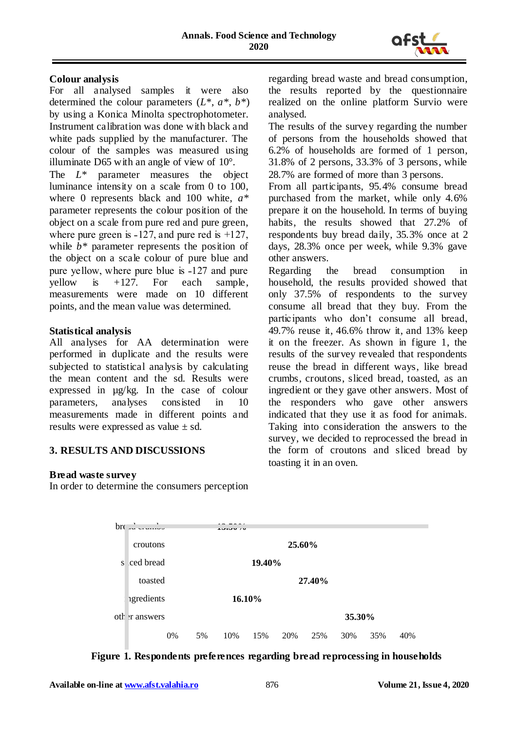### Colour analysis

For all analysed samples it were also determined the colour parameters ($L^*$, $a^*$, $b^*$) by using a Konica Minolta spectrophotometer. Instrument calibration was done with black and white pads supplied by the manufacturer. The colour of the samples was measured using illuminate D65 with an angle of view of 10°.

The $L^*$ parameter measures the object luminance intensity on a scale from 0 to 100, where 0 represents black and 100 white, $a^*$ parameter represents the colour position of the object on a scale from pure red and pure green, where pure green is -127, and pure red is +127, while $b^*$ parameter represents the position of the object on a scale colour of pure blue and pure yellow, where pure blue is -127 and pure yellow is +127. For each sample, measurements were made on 10 different points, and the mean value was determined.

### Statistical analysis

All analyses for AA determination were performed in duplicate and the results were subjected to statistical analysis by calculating the mean content and the sd. Results were expressed in µg/kg. In the case of colour parameters, analyses consisted in 10 measurements made in different points and results were expressed as value ± sd.

## 3. RESULTS AND DISCUSSIONS

### Bread waste survey

In order to determine the consumers perception regarding bread waste and bread consumption, the results reported by the questionnaire realized on the online platform Survio were analysed.

The results of the survey regarding the number of persons from the households showed that 6.2% of households are formed of 1 person, 31.8% of 2 persons, 33.3% of 3 persons, while 28.7% are formed of more than 3 persons.

From all participants, 95.4% consume bread purchased from the market, while only 4.6% prepare it on the household. In terms of buying habits, the results showed that 27.2% of respondents buy bread daily, 35.3% once at 2 days, 28.3% once per week, while 9.3% gave other answers.

Regarding the bread consumption in household, the results provided showed that only 37.5% of respondents to the survey consume all bread that they buy. From the participants who don't consume all bread, 49.7% reuse it, 46.6% throw it, and 13% keep it on the freezer. As shown in figure 1, the results of the survey revealed that respondents reuse the bread in different ways, like bread crumbs, croutons, sliced bread, toasted, as an ingredient or they gave other answers. Most of the responders who gave other answers indicated that they use it as food for animals. Taking into consideration the answers to the survey, we decided to reprocessed the bread in the form of croutons and sliced bread by toasting it in an oven.

| Category | Percentage |
| --- | --- |
| bread crumbs | 13.50% |
| croutons | 25.60% |
| sliced bread | 19.40% |
| toasted | 27.40% |
| ingredients | 16.10% |
| other answers | 35.30% |

**Figure 1. Respondents preferences regarding bread reprocessing in households**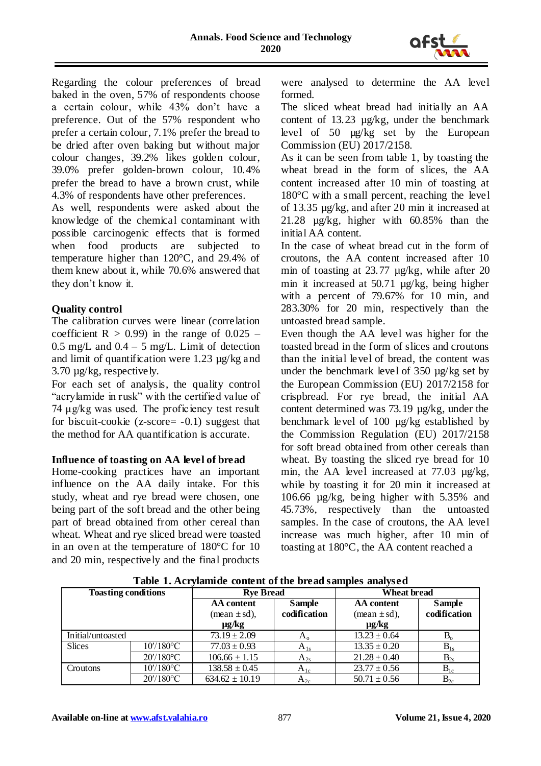Regarding the colour preferences of bread baked in the oven, 57% of respondents choose a certain colour, while 43% don't have a preference. Out of the 57% respondent who prefer a certain colour, 7.1% prefer the bread to be dried after oven baking but without major colour changes, 39.2% likes golden colour, 39.0% prefer golden-brown colour, 10.4% prefer the bread to have a brown crust, while 4.3% of respondents have other preferences.

As well, respondents were asked about the knowledge of the chemical contaminant with possible carcinogenic effects that is formed when food products are subjected to temperature higher than 120°C, and 29.4% of them knew about it, while 70.6% answered that they don't know it.

**Quality control**

The calibration curves were linear (correlation coefficient $R > 0.99$) in the range of 0.025 – 0.5 mg/L and 0.4 – 5 mg/L. Limit of detection and limit of quantification were 1.23 µg/kg and 3.70 µg/kg, respectively.

For each set of analysis, the quality control "acrylamide in rusk" with the certified value of 74 µg/kg was used. The proficiency test result for biscuit-cookie (z-score= -0.1) suggest that the method for AA quantification is accurate.

**Influence of toasting on AA level of bread**

Home-cooking practices have an important influence on the AA daily intake. For this study, wheat and rye bread were chosen, one being part of the soft bread and the other being part of bread obtained from other cereal than wheat. Wheat and rye sliced bread were toasted in an oven at the temperature of 180°C for 10 and 20 min, respectively and the final products were analysed to determine the AA level formed.

The sliced wheat bread had initially an AA content of 13.23 µg/kg, under the benchmark level of 50 µg/kg set by the European Commission (EU) 2017/2158.

As it can be seen from table 1, by toasting the wheat bread in the form of slices, the AA content increased after 10 min of toasting at 180°C with a small percent, reaching the level of 13.35 µg/kg, and after 20 min it increased at 21.28 µg/kg, higher with 60.85% than the initial AA content.

In the case of wheat bread cut in the form of croutons, the AA content increased after 10 min of toasting at 23.77 µg/kg, while after 20 min it increased at 50.71 µg/kg, being higher with a percent of 79.67% for 10 min, and 283.30% for 20 min, respectively than the untoasted bread sample.

Even though the AA level was higher for the toasted bread in the form of slices and croutons than the initial level of bread, the content was under the benchmark level of 350 µg/kg set by the European Commission (EU) 2017/2158 for crispbread. For rye bread, the initial AA content determined was 73.19 µg/kg, under the benchmark level of 100 µg/kg established by the Commission Regulation (EU) 2017/2158 for soft bread obtained from other cereals than wheat. By toasting the sliced rye bread for 10 min, the AA level increased at 77.03 µg/kg, while by toasting it for 20 min it increased at 106.66 µg/kg, being higher with 5.35% and 45.73%, respectively than the untoasted samples. In the case of croutons, the AA level increase was much higher, after 10 min of toasting at 180°C, the AA content reached a

**Table 1. Acrylamide content of the bread samples analysed**

| Toasting conditions | | Rye Bread | | Wheat bread | |
|---|---|---|---|---|---|
| | | AA content (mean ± sd), µg/kg | Sample codification | AA content (mean ± sd), µg/kg | Sample codification |
| Initial/untoasted | | 73.19 ± 2.09 | $A_o$ | 13.23 ± 0.64 | $B_o$ |
| Slices | 10′/180°C | 77.03 ± 0.93 | $A_{1s}$ | 13.35 ± 0.20 | $B_{1s}$ |
| | 20′/180°C | 106.66 ± 1.15 | $A_{2s}$ | 21.28 ± 0.40 | $B_{2s}$ |
| Croutons | 10′/180°C | 138.58 ± 0.45 | $A_{1c}$ | 23.77 ± 0.56 | $B_{1c}$ |
| | 20′/180°C | 634.62 ± 10.19 | $A_{2c}$ | 50.71 ± 0.56 | $B_{2c}$ |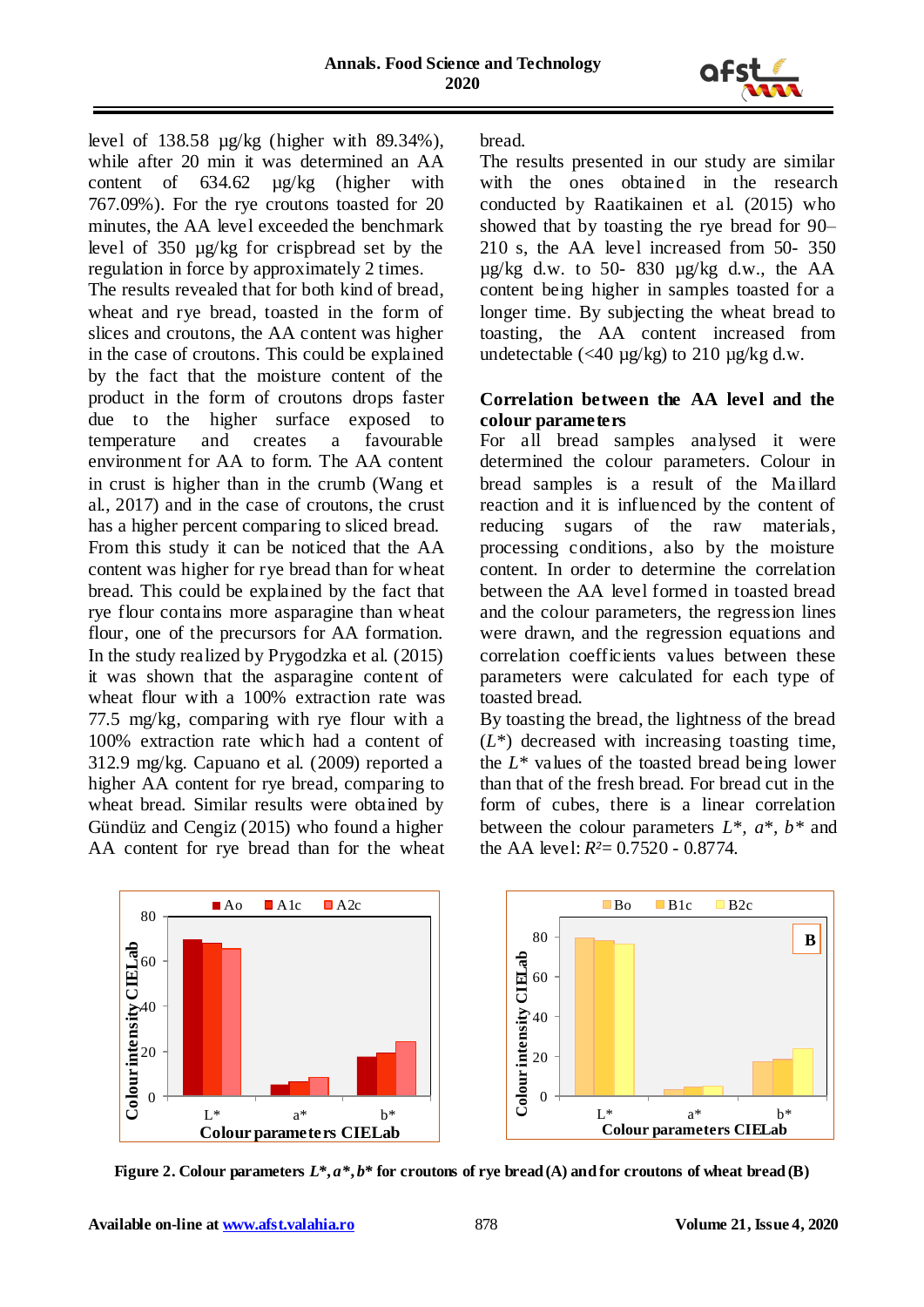level of 138.58 µg/kg (higher with 89.34%), while after 20 min it was determined an AA content of 634.62 µg/kg (higher with 767.09%). For the rye croutons toasted for 20 minutes, the AA level exceeded the benchmark level of 350 µg/kg for crispbread set by the regulation in force by approximately 2 times.

The results revealed that for both kind of bread, wheat and rye bread, toasted in the form of slices and croutons, the AA content was higher in the case of croutons. This could be explained by the fact that the moisture content of the product in the form of croutons drops faster due to the higher surface exposed to temperature and creates a favourable environment for AA to form. The AA content in crust is higher than in the crumb (Wang et al., 2017) and in the case of croutons, the crust has a higher percent comparing to sliced bread.

From this study it can be noticed that the AA content was higher for rye bread than for wheat bread. This could be explained by the fact that rye flour contains more asparagine than wheat flour, one of the precursors for AA formation. In the study realized by Prygodzka et al. (2015) it was shown that the asparagine content of wheat flour with a 100% extraction rate was 77.5 mg/kg, comparing with rye flour with a 100% extraction rate which had a content of 312.9 mg/kg. Capuano et al. (2009) reported a higher AA content for rye bread, comparing to wheat bread. Similar results were obtained by Gündüz and Cengiz (2015) who found a higher AA content for rye bread than for the wheat bread.

The results presented in our study are similar with the ones obtained in the research conducted by Raatikainen et al. (2015) who showed that by toasting the rye bread for 90–210 s, the AA level increased from 50- 350 µg/kg d.w. to 50- 830 µg/kg d.w., the AA content being higher in samples toasted for a longer time. By subjecting the wheat bread to toasting, the AA content increased from undetectable (<40 µg/kg) to 210 µg/kg d.w.

**Correlation between the AA level and the colour parameters**

For all bread samples analysed it were determined the colour parameters. Colour in bread samples is a result of the Maillard reaction and it is influenced by the content of reducing sugars of the raw materials, processing conditions, also by the moisture content. In order to determine the correlation between the AA level formed in toasted bread and the colour parameters, the regression lines were drawn, and the regression equations and correlation coefficients values between these parameters were calculated for each type of toasted bread.

By toasting the bread, the lightness of the bread ($L^*$) decreased with increasing toasting time, the $L^*$ values of the toasted bread being lower than that of the fresh bread. For bread cut in the form of cubes, there is a linear correlation between the colour parameters $L^*$, $a^*$, $b^*$ and the AA level: $R^2$= 0.7520 - 0.8774.

**Figure 2. Colour parameters $L^*$, $a^*$, $b^*$ for croutons of rye bread (A) and for croutons of wheat bread (B)**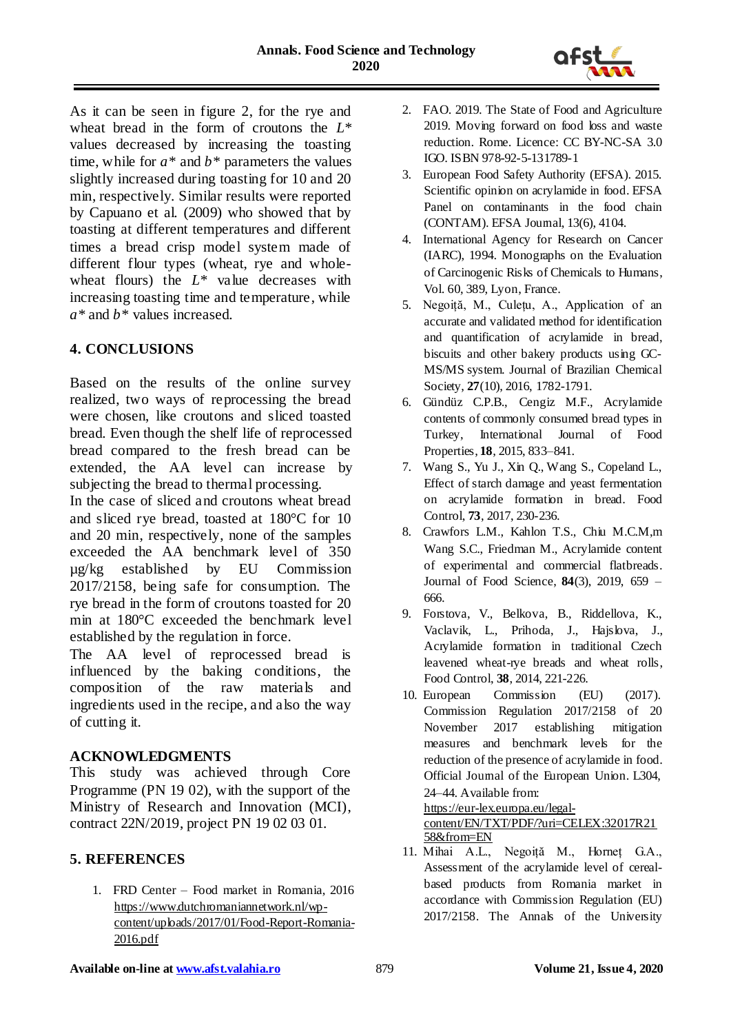As it can be seen in figure 2, for the rye and wheat bread in the form of croutons the $L^*$ values decreased by increasing the toasting time, while for $a^*$ and $b^*$ parameters the values slightly increased during toasting for 10 and 20 min, respectively. Similar results were reported by Capuano et al. (2009) who showed that by toasting at different temperatures and different times a bread crisp model system made of different flour types (wheat, rye and whole-wheat flours) the $L^*$ value decreases with increasing toasting time and temperature, while $a^*$ and $b^*$ values increased.

## 4. CONCLUSIONS

Based on the results of the online survey realized, two ways of reprocessing the bread were chosen, like croutons and sliced toasted bread. Even though the shelf life of reprocessed bread compared to the fresh bread can be extended, the AA level can increase by subjecting the bread to thermal processing.

In the case of sliced and croutons wheat bread and sliced rye bread, toasted at 180°C for 10 and 20 min, respectively, none of the samples exceeded the AA benchmark level of 350 µg/kg established by EU Commission 2017/2158, being safe for consumption. The rye bread in the form of croutons toasted for 20 min at 180°C exceeded the benchmark level established by the regulation in force.

The AA level of reprocessed bread is influenced by the baking conditions, the composition of the raw materials and ingredients used in the recipe, and also the way of cutting it.

### ACKNOWLEDGMENTS

This study was achieved through Core Programme (PN 19 02), with the support of the Ministry of Research and Innovation (MCI), contract 22N/2019, project PN 19 02 03 01.

## 5. REFERENCES

1. FRD Center – Food market in Romania, 2016 https://www.dutchromaniannetwork.nl/wp-content/uploads/2017/01/Food-Report-Romania-2016.pdf
2. FAO. 2019. The State of Food and Agriculture 2019. Moving forward on food loss and waste reduction. Rome. Licence: CC BY-NC-SA 3.0 IGO. ISBN 978-92-5-131789-1
3. European Food Safety Authority (EFSA). 2015. Scientific opinion on acrylamide in food. EFSA Panel on contaminants in the food chain (CONTAM). EFSA Journal, 13(6), 4104.
4. International Agency for Research on Cancer (IARC), 1994. Monographs on the Evaluation of Carcinogenic Risks of Chemicals to Humans, Vol. 60, 389, Lyon, France.
5. Negoiță, M., Culețu, A., Application of an accurate and validated method for identification and quantification of acrylamide in bread, biscuits and other bakery products using GC-MS/MS system. Journal of Brazilian Chemical Society, **27**(10), 2016, 1782-1791.
6. Gündüz C.P.B., Cengiz M.F., Acrylamide contents of commonly consumed bread types in Turkey, International Journal of Food Properties, **18**, 2015, 833–841.
7. Wang S., Yu J., Xin Q., Wang S., Copeland L., Effect of starch damage and yeast fermentation on acrylamide formation in bread. Food Control, **73**, 2017, 230-236.
8. Crawfors L.M., Kahlon T.S., Chiu M.C.M,m Wang S.C., Friedman M., Acrylamide content of experimental and commercial flatbreads. Journal of Food Science, **84**(3), 2019, 659 – 666.
9. Forstova, V., Belkova, B., Riddellova, K., Vaclavik, L., Prihoda, J., Hajslova, J., Acrylamide formation in traditional Czech leavened wheat-rye breads and wheat rolls, Food Control, **38**, 2014, 221-226.
10. European Commission (EU) (2017). Commission Regulation 2017/2158 of 20 November 2017 establishing mitigation measures and benchmark levels for the reduction of the presence of acrylamide in food. Official Journal of the European Union. L304, 24–44. Available from: https://eur-lex.europa.eu/legal-content/EN/TXT/PDF/?uri=CELEX:32017R2158&from=EN
11. Mihai A.L., Negoiță M., Horneț G.A., Assessment of the acrylamide level of cereal-based products from Romania market in accordance with Commission Regulation (EU) 2017/2158. The Annals of the University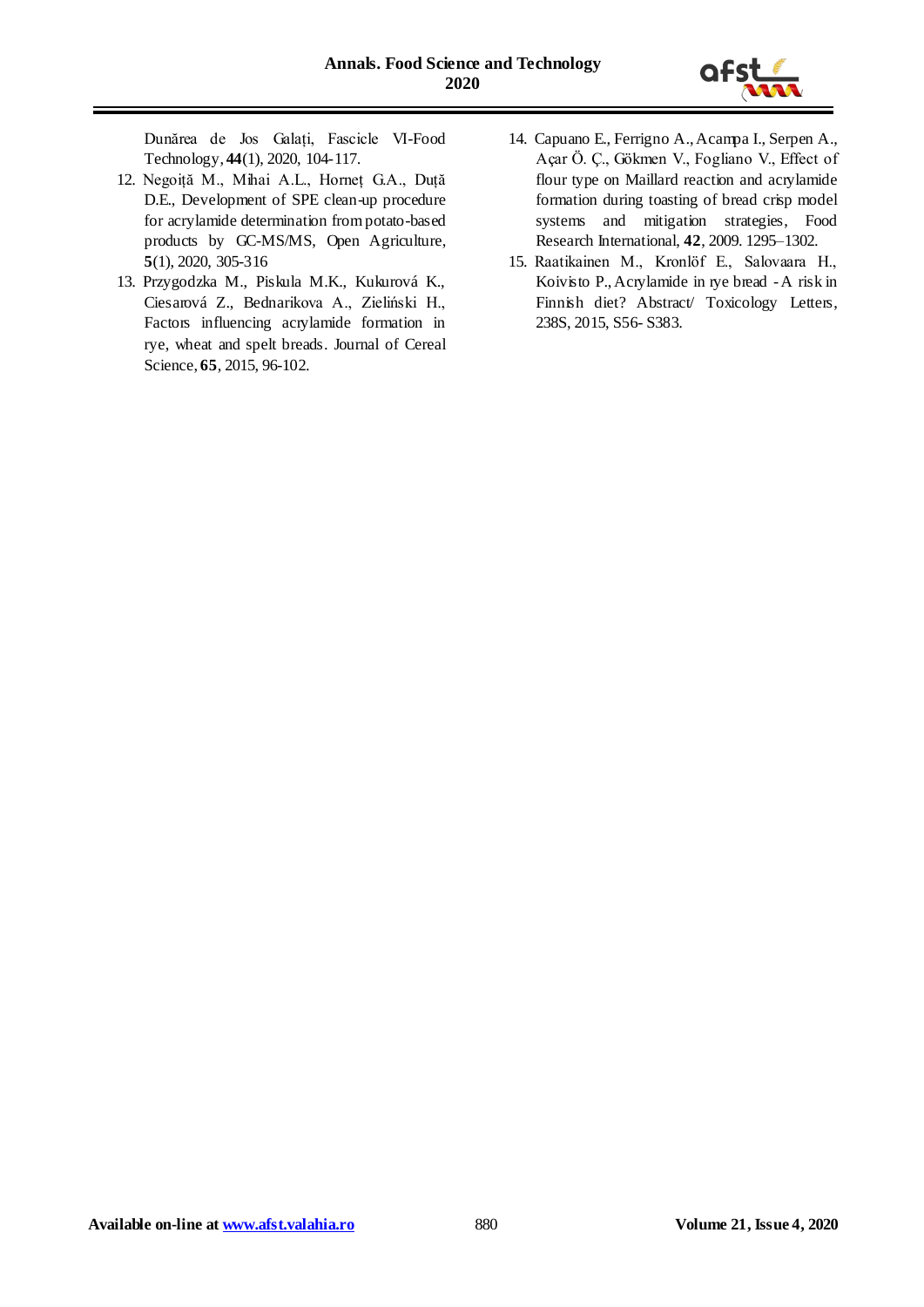Dunărea de Jos Galați, Fascicle VI-Food Technology, **44**(1), 2020, 104-117.

12. Negoiță M., Mihai A.L., Horneț G.A., Duță D.E., Development of SPE clean-up procedure for acrylamide determination from potato-based products by GC-MS/MS, Open Agriculture, **5**(1), 2020, 305-316
13. Przygodzka M., Piskula M.K., Kukurová K., Ciesarová Z., Bednarikova A., Zieliński H., Factors influencing acrylamide formation in rye, wheat and spelt breads. Journal of Cereal Science, **65**, 2015, 96-102.
14. Capuano E., Ferrigno A., Acampa I., Serpen A., Açar Ö. Ç., Gökmen V., Fogliano V., Effect of flour type on Maillard reaction and acrylamide formation during toasting of bread crisp model systems and mitigation strategies, Food Research International, **42**, 2009. 1295–1302.
15. Raatikainen M., Kronlöf E., Salovaara H., Koivisto P., Acrylamide in rye bread - A risk in Finnish diet? Abstract/ Toxicology Letters, 238S, 2015, S56- S383.